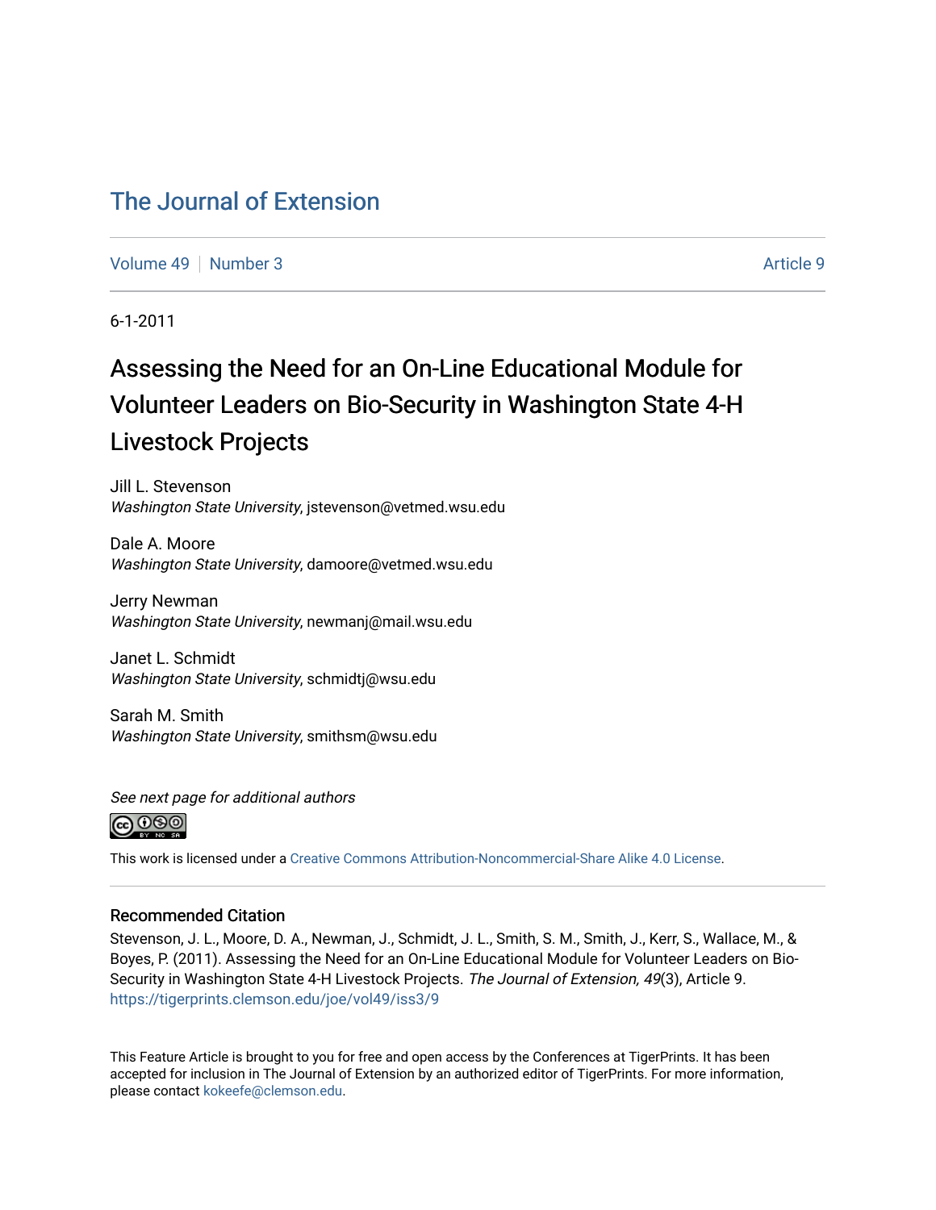The Journal of Extension

Volume 49 | Number 3 | Article 9

6-1-2011

# Assessing the Need for an On-Line Educational Module for Volunteer Leaders on Bio-Security in Washington State 4-H Livestock Projects

Jill L. Stevenson
*Washington State University*, jstevenson@vetmed.wsu.edu

Dale A. Moore
*Washington State University*, damoore@vetmed.wsu.edu

Jerry Newman
*Washington State University*, newmanj@mail.wsu.edu

Janet L. Schmidt
*Washington State University*, schmidtj@wsu.edu

Sarah M. Smith
*Washington State University*, smithsm@wsu.edu

*See next page for additional authors*

This work is licensed under a Creative Commons Attribution-Noncommercial-Share Alike 4.0 License.

### Recommended Citation

Stevenson, J. L., Moore, D. A., Newman, J., Schmidt, J. L., Smith, S. M., Smith, J., Kerr, S., Wallace, M., & Boyes, P. (2011). Assessing the Need for an On-Line Educational Module for Volunteer Leaders on Bio-Security in Washington State 4-H Livestock Projects. *The Journal of Extension, 49*(3), Article 9. https://tigerprints.clemson.edu/joe/vol49/iss3/9

This Feature Article is brought to you for free and open access by the Conferences at TigerPrints. It has been accepted for inclusion in The Journal of Extension by an authorized editor of TigerPrints. For more information, please contact kokeefe@clemson.edu.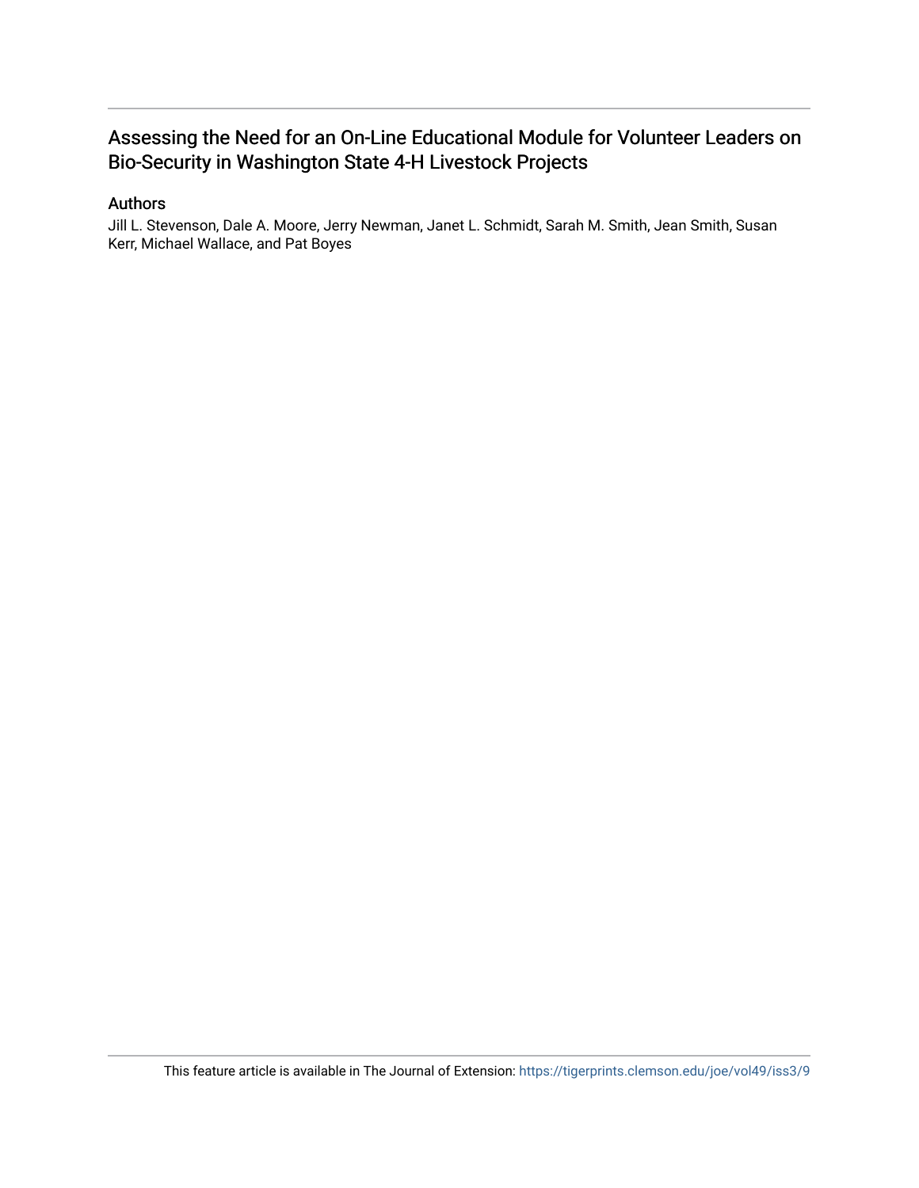# Assessing the Need for an On-Line Educational Module for Volunteer Leaders on Bio-Security in Washington State 4-H Livestock Projects

## Authors

Jill L. Stevenson, Dale A. Moore, Jerry Newman, Janet L. Schmidt, Sarah M. Smith, Jean Smith, Susan Kerr, Michael Wallace, and Pat Boyes

This feature article is available in The Journal of Extension: https://tigerprints.clemson.edu/joe/vol49/iss3/9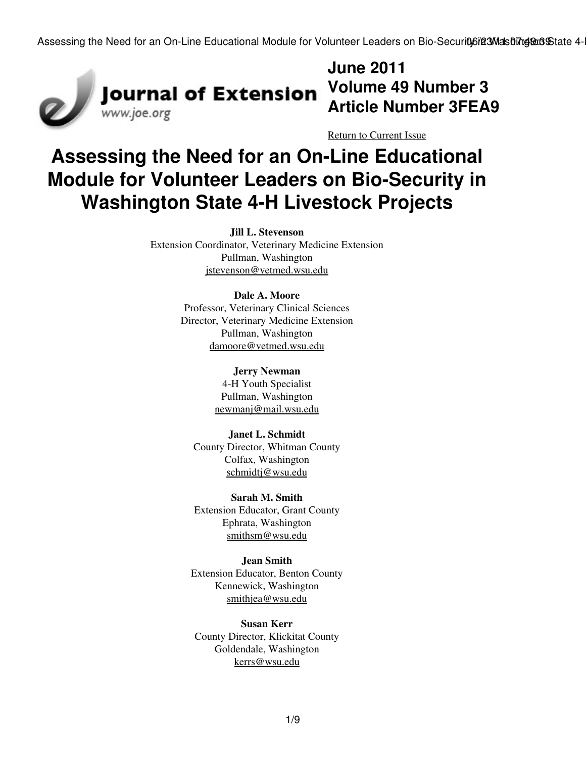June 2011
Volume 49 Number 3
Article Number 3FEA9

Return to Current Issue

# Assessing the Need for an On-Line Educational Module for Volunteer Leaders on Bio-Security in Washington State 4-H Livestock Projects

**Jill L. Stevenson**
Extension Coordinator, Veterinary Medicine Extension
Pullman, Washington
jstevenson@vetmed.wsu.edu

**Dale A. Moore**
Professor, Veterinary Clinical Sciences
Director, Veterinary Medicine Extension
Pullman, Washington
damoore@vetmed.wsu.edu

**Jerry Newman**
4-H Youth Specialist
Pullman, Washington
newmanj@mail.wsu.edu

**Janet L. Schmidt**
County Director, Whitman County
Colfax, Washington
schmidtj@wsu.edu

**Sarah M. Smith**
Extension Educator, Grant County
Ephrata, Washington
smithsm@wsu.edu

**Jean Smith**
Extension Educator, Benton County
Kennewick, Washington
smithjea@wsu.edu

**Susan Kerr**
County Director, Klickitat County
Goldendale, Washington
kerrs@wsu.edu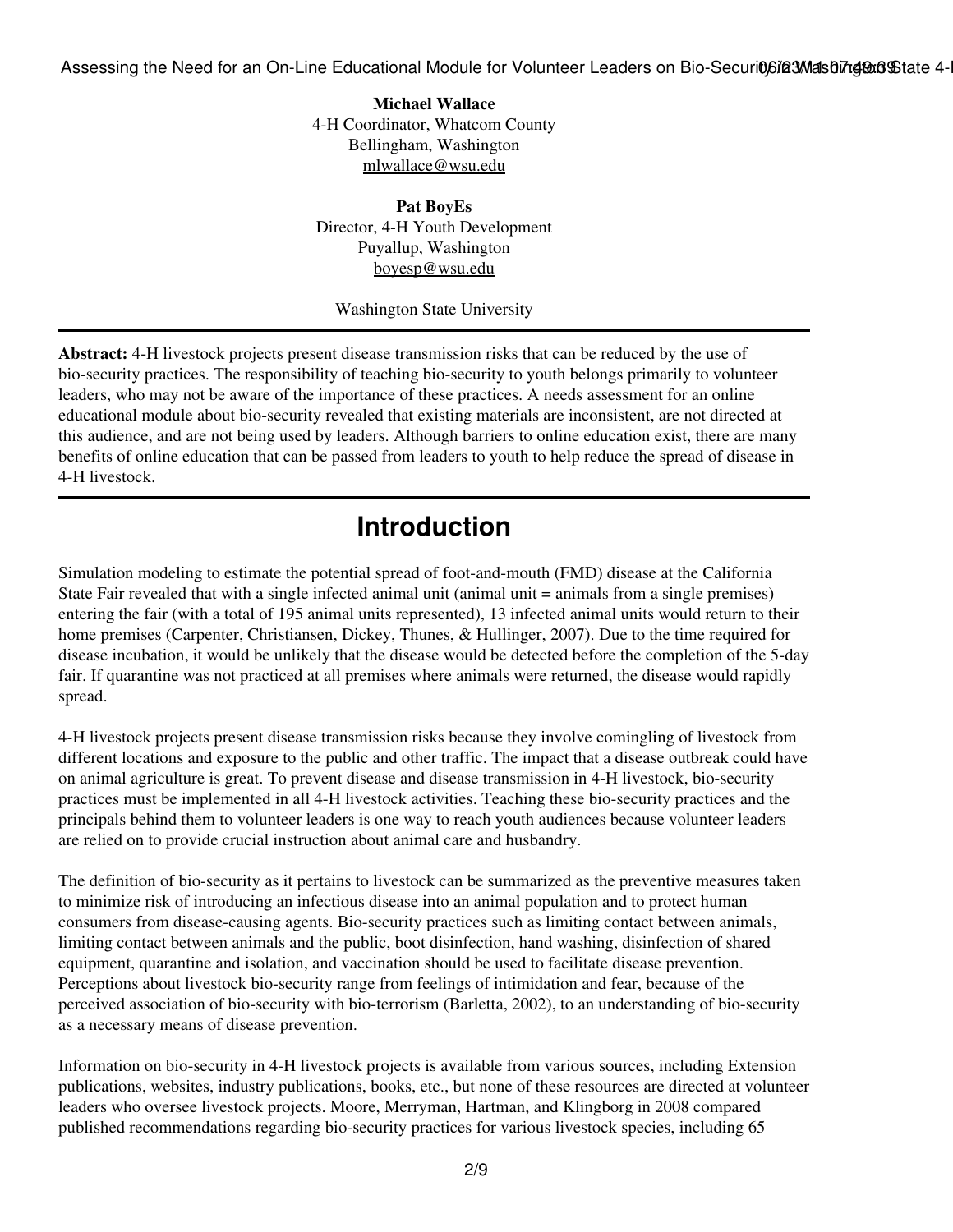**Michael Wallace**
4-H Coordinator, Whatcom County
Bellingham, Washington
mlwallace@wsu.edu

**Pat BoyEs**
Director, 4-H Youth Development
Puyallup, Washington
boyesp@wsu.edu

Washington State University

---

**Abstract:** 4-H livestock projects present disease transmission risks that can be reduced by the use of bio-security practices. The responsibility of teaching bio-security to youth belongs primarily to volunteer leaders, who may not be aware of the importance of these practices. A needs assessment for an online educational module about bio-security revealed that existing materials are inconsistent, are not directed at this audience, and are not being used by leaders. Although barriers to online education exist, there are many benefits of online education that can be passed from leaders to youth to help reduce the spread of disease in 4-H livestock.

---

## Introduction

Simulation modeling to estimate the potential spread of foot-and-mouth (FMD) disease at the California State Fair revealed that with a single infected animal unit (animal unit = animals from a single premises) entering the fair (with a total of 195 animal units represented), 13 infected animal units would return to their home premises (Carpenter, Christiansen, Dickey, Thunes, & Hullinger, 2007). Due to the time required for disease incubation, it would be unlikely that the disease would be detected before the completion of the 5-day fair. If quarantine was not practiced at all premises where animals were returned, the disease would rapidly spread.

4-H livestock projects present disease transmission risks because they involve comingling of livestock from different locations and exposure to the public and other traffic. The impact that a disease outbreak could have on animal agriculture is great. To prevent disease and disease transmission in 4-H livestock, bio-security practices must be implemented in all 4-H livestock activities. Teaching these bio-security practices and the principals behind them to volunteer leaders is one way to reach youth audiences because volunteer leaders are relied on to provide crucial instruction about animal care and husbandry.

The definition of bio-security as it pertains to livestock can be summarized as the preventive measures taken to minimize risk of introducing an infectious disease into an animal population and to protect human consumers from disease-causing agents. Bio-security practices such as limiting contact between animals, limiting contact between animals and the public, boot disinfection, hand washing, disinfection of shared equipment, quarantine and isolation, and vaccination should be used to facilitate disease prevention. Perceptions about livestock bio-security range from feelings of intimidation and fear, because of the perceived association of bio-security with bio-terrorism (Barletta, 2002), to an understanding of bio-security as a necessary means of disease prevention.

Information on bio-security in 4-H livestock projects is available from various sources, including Extension publications, websites, industry publications, books, etc., but none of these resources are directed at volunteer leaders who oversee livestock projects. Moore, Merryman, Hartman, and Klingborg in 2008 compared published recommendations regarding bio-security practices for various livestock species, including 65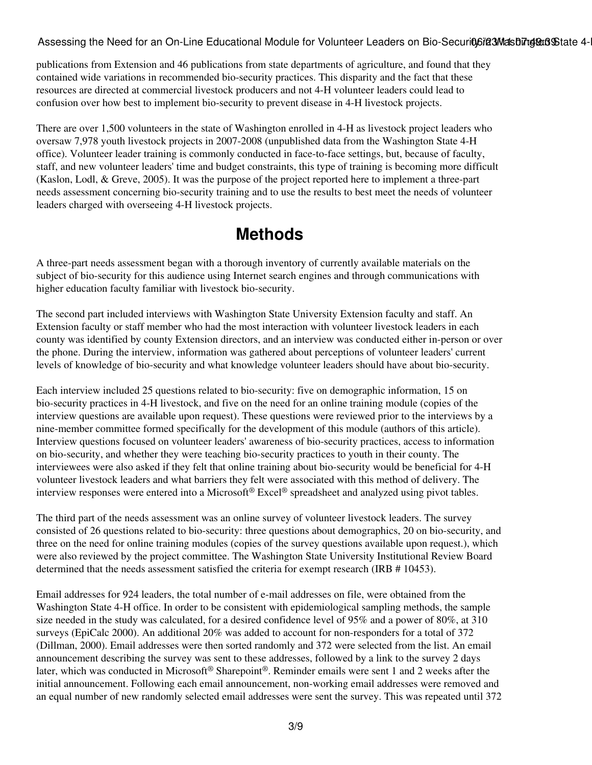publications from Extension and 46 publications from state departments of agriculture, and found that they contained wide variations in recommended bio-security practices. This disparity and the fact that these resources are directed at commercial livestock producers and not 4-H volunteer leaders could lead to confusion over how best to implement bio-security to prevent disease in 4-H livestock projects.

There are over 1,500 volunteers in the state of Washington enrolled in 4-H as livestock project leaders who oversaw 7,978 youth livestock projects in 2007-2008 (unpublished data from the Washington State 4-H office). Volunteer leader training is commonly conducted in face-to-face settings, but, because of faculty, staff, and new volunteer leaders' time and budget constraints, this type of training is becoming more difficult (Kaslon, Lodl, & Greve, 2005). It was the purpose of the project reported here to implement a three-part needs assessment concerning bio-security training and to use the results to best meet the needs of volunteer leaders charged with overseeing 4-H livestock projects.

# Methods

A three-part needs assessment began with a thorough inventory of currently available materials on the subject of bio-security for this audience using Internet search engines and through communications with higher education faculty familiar with livestock bio-security.

The second part included interviews with Washington State University Extension faculty and staff. An Extension faculty or staff member who had the most interaction with volunteer livestock leaders in each county was identified by county Extension directors, and an interview was conducted either in-person or over the phone. During the interview, information was gathered about perceptions of volunteer leaders' current levels of knowledge of bio-security and what knowledge volunteer leaders should have about bio-security.

Each interview included 25 questions related to bio-security: five on demographic information, 15 on bio-security practices in 4-H livestock, and five on the need for an online training module (copies of the interview questions are available upon request). These questions were reviewed prior to the interviews by a nine-member committee formed specifically for the development of this module (authors of this article). Interview questions focused on volunteer leaders' awareness of bio-security practices, access to information on bio-security, and whether they were teaching bio-security practices to youth in their county. The interviewees were also asked if they felt that online training about bio-security would be beneficial for 4-H volunteer livestock leaders and what barriers they felt were associated with this method of delivery. The interview responses were entered into a Microsoft® Excel® spreadsheet and analyzed using pivot tables.

The third part of the needs assessment was an online survey of volunteer livestock leaders. The survey consisted of 26 questions related to bio-security: three questions about demographics, 20 on bio-security, and three on the need for online training modules (copies of the survey questions available upon request.), which were also reviewed by the project committee. The Washington State University Institutional Review Board determined that the needs assessment satisfied the criteria for exempt research (IRB # 10453).

Email addresses for 924 leaders, the total number of e-mail addresses on file, were obtained from the Washington State 4-H office. In order to be consistent with epidemiological sampling methods, the sample size needed in the study was calculated, for a desired confidence level of 95% and a power of 80%, at 310 surveys (EpiCalc 2000). An additional 20% was added to account for non-responders for a total of 372 (Dillman, 2000). Email addresses were then sorted randomly and 372 were selected from the list. An email announcement describing the survey was sent to these addresses, followed by a link to the survey 2 days later, which was conducted in Microsoft® Sharepoint®. Reminder emails were sent 1 and 2 weeks after the initial announcement. Following each email announcement, non-working email addresses were removed and an equal number of new randomly selected email addresses were sent the survey. This was repeated until 372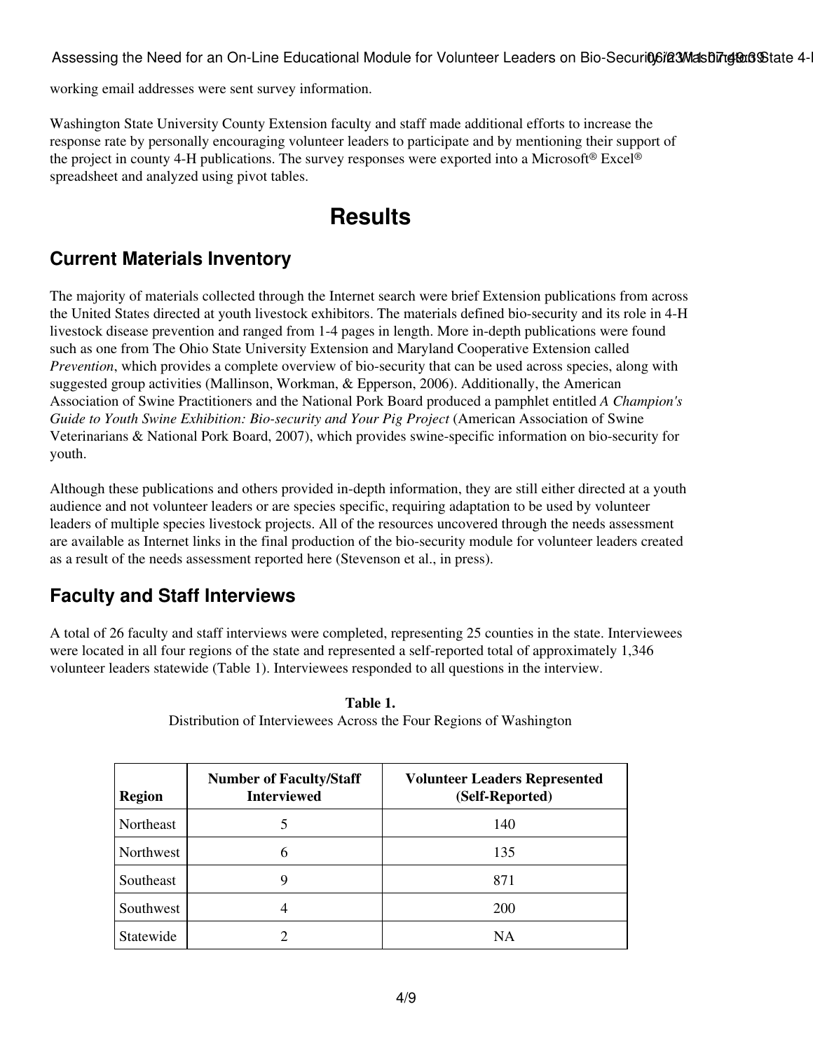working email addresses were sent survey information.

Washington State University County Extension faculty and staff made additional efforts to increase the response rate by personally encouraging volunteer leaders to participate and by mentioning their support of the project in county 4-H publications. The survey responses were exported into a Microsoft® Excel® spreadsheet and analyzed using pivot tables.

# Results

## Current Materials Inventory

The majority of materials collected through the Internet search were brief Extension publications from across the United States directed at youth livestock exhibitors. The materials defined bio-security and its role in 4-H livestock disease prevention and ranged from 1-4 pages in length. More in-depth publications were found such as one from The Ohio State University Extension and Maryland Cooperative Extension called *Prevention*, which provides a complete overview of bio-security that can be used across species, along with suggested group activities (Mallinson, Workman, & Epperson, 2006). Additionally, the American Association of Swine Practitioners and the National Pork Board produced a pamphlet entitled *A Champion's Guide to Youth Swine Exhibition: Bio-security and Your Pig Project* (American Association of Swine Veterinarians & National Pork Board, 2007), which provides swine-specific information on bio-security for youth.

Although these publications and others provided in-depth information, they are still either directed at a youth audience and not volunteer leaders or are species specific, requiring adaptation to be used by volunteer leaders of multiple species livestock projects. All of the resources uncovered through the needs assessment are available as Internet links in the final production of the bio-security module for volunteer leaders created as a result of the needs assessment reported here (Stevenson et al., in press).

## Faculty and Staff Interviews

A total of 26 faculty and staff interviews were completed, representing 25 counties in the state. Interviewees were located in all four regions of the state and represented a self-reported total of approximately 1,346 volunteer leaders statewide (Table 1). Interviewees responded to all questions in the interview.

**Table 1.**
Distribution of Interviewees Across the Four Regions of Washington

| Region | Number of Faculty/Staff Interviewed | Volunteer Leaders Represented (Self-Reported) |
|---|---|---|
| Northeast | 5 | 140 |
| Northwest | 6 | 135 |
| Southeast | 9 | 871 |
| Southwest | 4 | 200 |
| Statewide | 2 | NA |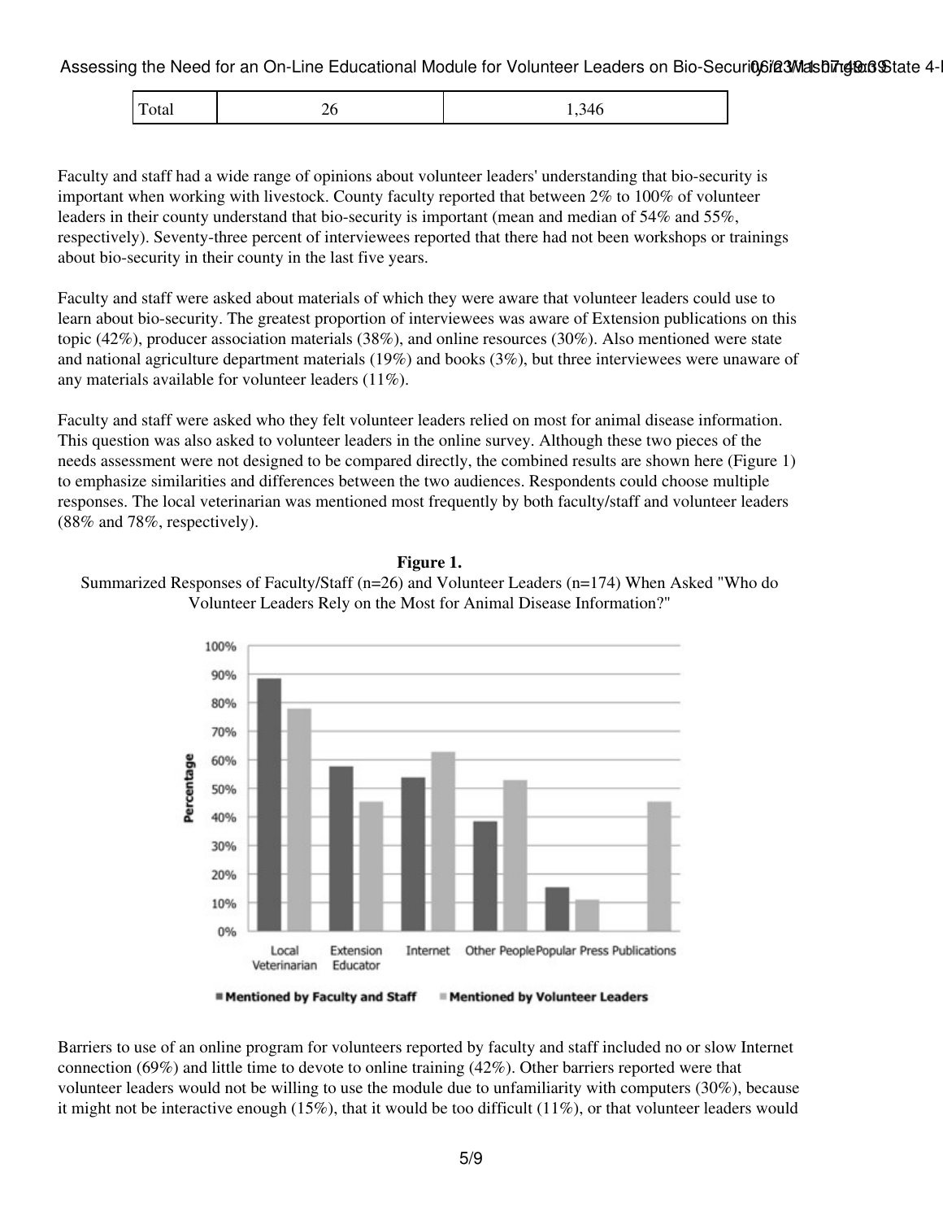| Total | 26 | 1,346 |
|---|---|---|

Faculty and staff had a wide range of opinions about volunteer leaders' understanding that bio-security is important when working with livestock. County faculty reported that between 2% to 100% of volunteer leaders in their county understand that bio-security is important (mean and median of 54% and 55%, respectively). Seventy-three percent of interviewees reported that there had not been workshops or trainings about bio-security in their county in the last five years.

Faculty and staff were asked about materials of which they were aware that volunteer leaders could use to learn about bio-security. The greatest proportion of interviewees was aware of Extension publications on this topic (42%), producer association materials (38%), and online resources (30%). Also mentioned were state and national agriculture department materials (19%) and books (3%), but three interviewees were unaware of any materials available for volunteer leaders (11%).

Faculty and staff were asked who they felt volunteer leaders relied on most for animal disease information. This question was also asked to volunteer leaders in the online survey. Although these two pieces of the needs assessment were not designed to be compared directly, the combined results are shown here (Figure 1) to emphasize similarities and differences between the two audiences. Respondents could choose multiple responses. The local veterinarian was mentioned most frequently by both faculty/staff and volunteer leaders (88% and 78%, respectively).

**Figure 1.**
Summarized Responses of Faculty/Staff (n=26) and Volunteer Leaders (n=174) When Asked "Who do Volunteer Leaders Rely on the Most for Animal Disease Information?"

Barriers to use of an online program for volunteers reported by faculty and staff included no or slow Internet connection (69%) and little time to devote to online training (42%). Other barriers reported were that volunteer leaders would not be willing to use the module due to unfamiliarity with computers (30%), because it might not be interactive enough (15%), that it would be too difficult (11%), or that volunteer leaders would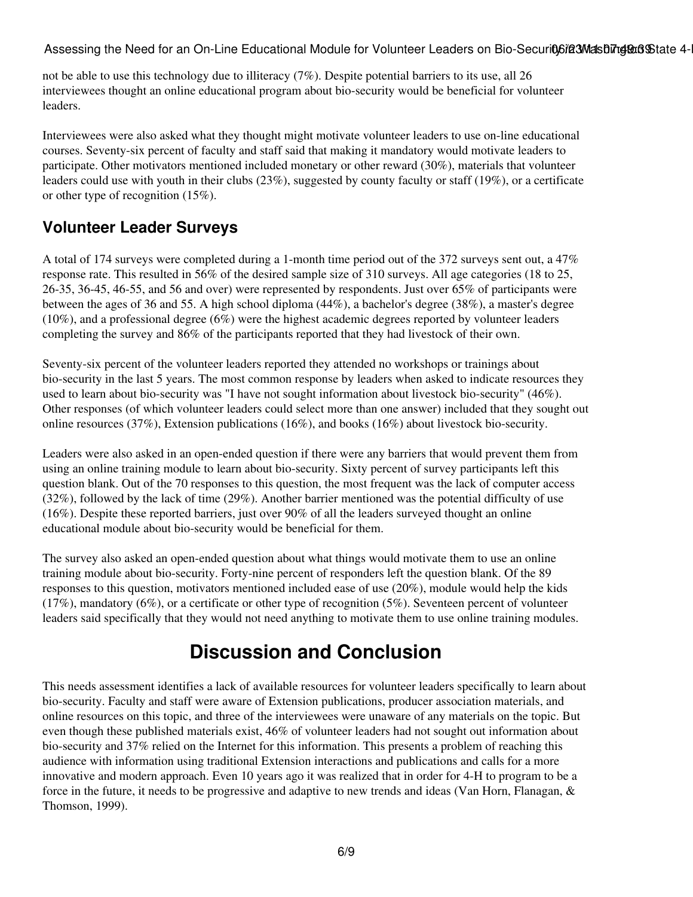not be able to use this technology due to illiteracy (7%). Despite potential barriers to its use, all 26 interviewees thought an online educational program about bio-security would be beneficial for volunteer leaders.

Interviewees were also asked what they thought might motivate volunteer leaders to use on-line educational courses. Seventy-six percent of faculty and staff said that making it mandatory would motivate leaders to participate. Other motivators mentioned included monetary or other reward (30%), materials that volunteer leaders could use with youth in their clubs (23%), suggested by county faculty or staff (19%), or a certificate or other type of recognition (15%).

### Volunteer Leader Surveys

A total of 174 surveys were completed during a 1-month time period out of the 372 surveys sent out, a 47% response rate. This resulted in 56% of the desired sample size of 310 surveys. All age categories (18 to 25, 26-35, 36-45, 46-55, and 56 and over) were represented by respondents. Just over 65% of participants were between the ages of 36 and 55. A high school diploma (44%), a bachelor's degree (38%), a master's degree (10%), and a professional degree (6%) were the highest academic degrees reported by volunteer leaders completing the survey and 86% of the participants reported that they had livestock of their own.

Seventy-six percent of the volunteer leaders reported they attended no workshops or trainings about bio-security in the last 5 years. The most common response by leaders when asked to indicate resources they used to learn about bio-security was "I have not sought information about livestock bio-security" (46%). Other responses (of which volunteer leaders could select more than one answer) included that they sought out online resources (37%), Extension publications (16%), and books (16%) about livestock bio-security.

Leaders were also asked in an open-ended question if there were any barriers that would prevent them from using an online training module to learn about bio-security. Sixty percent of survey participants left this question blank. Out of the 70 responses to this question, the most frequent was the lack of computer access (32%), followed by the lack of time (29%). Another barrier mentioned was the potential difficulty of use (16%). Despite these reported barriers, just over 90% of all the leaders surveyed thought an online educational module about bio-security would be beneficial for them.

The survey also asked an open-ended question about what things would motivate them to use an online training module about bio-security. Forty-nine percent of responders left the question blank. Of the 89 responses to this question, motivators mentioned included ease of use (20%), module would help the kids (17%), mandatory (6%), or a certificate or other type of recognition (5%). Seventeen percent of volunteer leaders said specifically that they would not need anything to motivate them to use online training modules.

## Discussion and Conclusion

This needs assessment identifies a lack of available resources for volunteer leaders specifically to learn about bio-security. Faculty and staff were aware of Extension publications, producer association materials, and online resources on this topic, and three of the interviewees were unaware of any materials on the topic. But even though these published materials exist, 46% of volunteer leaders had not sought out information about bio-security and 37% relied on the Internet for this information. This presents a problem of reaching this audience with information using traditional Extension interactions and publications and calls for a more innovative and modern approach. Even 10 years ago it was realized that in order for 4-H to program to be a force in the future, it needs to be progressive and adaptive to new trends and ideas (Van Horn, Flanagan, & Thomson, 1999).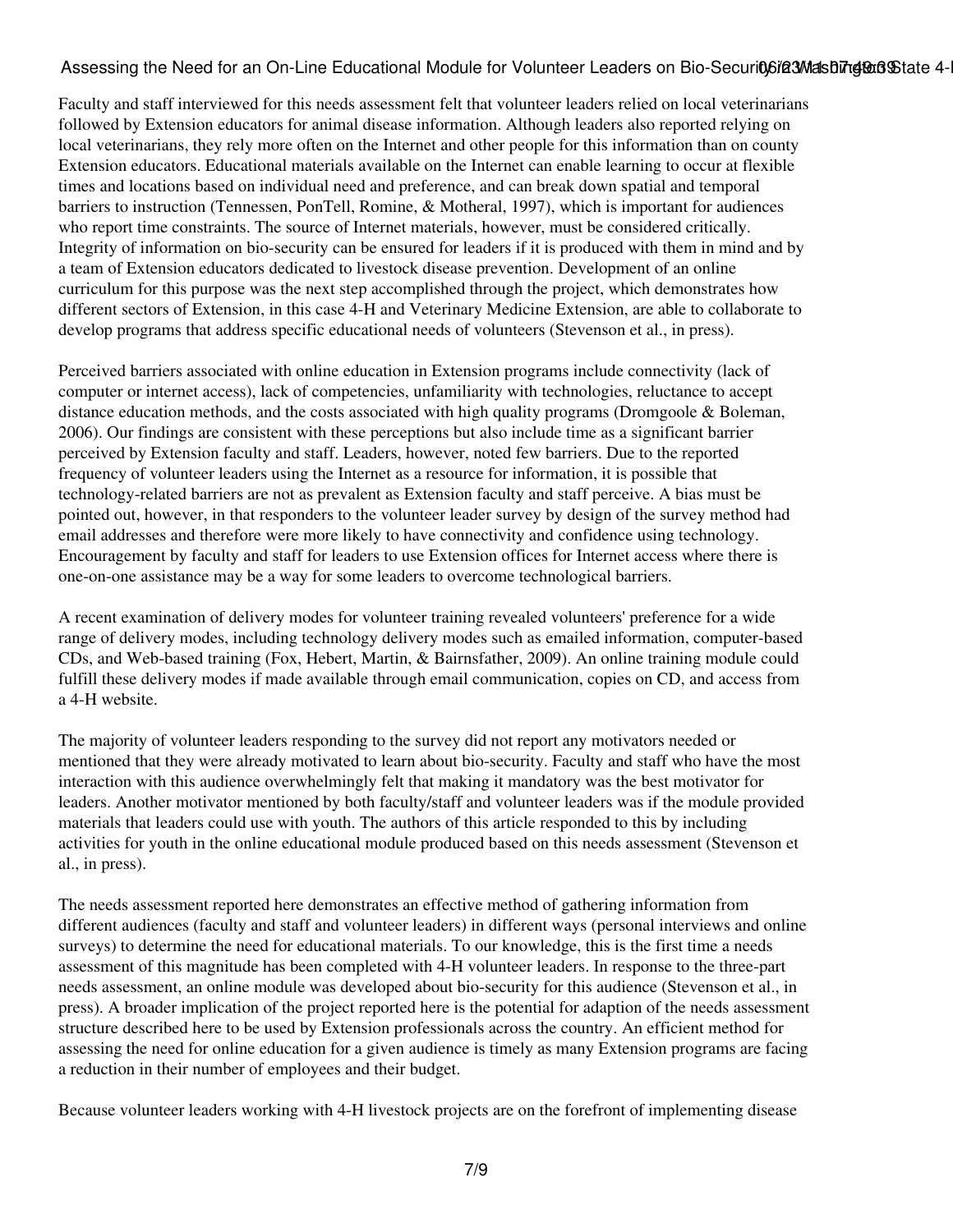Faculty and staff interviewed for this needs assessment felt that volunteer leaders relied on local veterinarians followed by Extension educators for animal disease information. Although leaders also reported relying on local veterinarians, they rely more often on the Internet and other people for this information than on county Extension educators. Educational materials available on the Internet can enable learning to occur at flexible times and locations based on individual need and preference, and can break down spatial and temporal barriers to instruction (Tennessen, PonTell, Romine, & Motheral, 1997), which is important for audiences who report time constraints. The source of Internet materials, however, must be considered critically. Integrity of information on bio-security can be ensured for leaders if it is produced with them in mind and by a team of Extension educators dedicated to livestock disease prevention. Development of an online curriculum for this purpose was the next step accomplished through the project, which demonstrates how different sectors of Extension, in this case 4-H and Veterinary Medicine Extension, are able to collaborate to develop programs that address specific educational needs of volunteers (Stevenson et al., in press).

Perceived barriers associated with online education in Extension programs include connectivity (lack of computer or internet access), lack of competencies, unfamiliarity with technologies, reluctance to accept distance education methods, and the costs associated with high quality programs (Dromgoole & Boleman, 2006). Our findings are consistent with these perceptions but also include time as a significant barrier perceived by Extension faculty and staff. Leaders, however, noted few barriers. Due to the reported frequency of volunteer leaders using the Internet as a resource for information, it is possible that technology-related barriers are not as prevalent as Extension faculty and staff perceive. A bias must be pointed out, however, in that responders to the volunteer leader survey by design of the survey method had email addresses and therefore were more likely to have connectivity and confidence using technology. Encouragement by faculty and staff for leaders to use Extension offices for Internet access where there is one-on-one assistance may be a way for some leaders to overcome technological barriers.

A recent examination of delivery modes for volunteer training revealed volunteers' preference for a wide range of delivery modes, including technology delivery modes such as emailed information, computer-based CDs, and Web-based training (Fox, Hebert, Martin, & Bairnsfather, 2009). An online training module could fulfill these delivery modes if made available through email communication, copies on CD, and access from a 4-H website.

The majority of volunteer leaders responding to the survey did not report any motivators needed or mentioned that they were already motivated to learn about bio-security. Faculty and staff who have the most interaction with this audience overwhelmingly felt that making it mandatory was the best motivator for leaders. Another motivator mentioned by both faculty/staff and volunteer leaders was if the module provided materials that leaders could use with youth. The authors of this article responded to this by including activities for youth in the online educational module produced based on this needs assessment (Stevenson et al., in press).

The needs assessment reported here demonstrates an effective method of gathering information from different audiences (faculty and staff and volunteer leaders) in different ways (personal interviews and online surveys) to determine the need for educational materials. To our knowledge, this is the first time a needs assessment of this magnitude has been completed with 4-H volunteer leaders. In response to the three-part needs assessment, an online module was developed about bio-security for this audience (Stevenson et al., in press). A broader implication of the project reported here is the potential for adaption of the needs assessment structure described here to be used by Extension professionals across the country. An efficient method for assessing the need for online education for a given audience is timely as many Extension programs are facing a reduction in their number of employees and their budget.

Because volunteer leaders working with 4-H livestock projects are on the forefront of implementing disease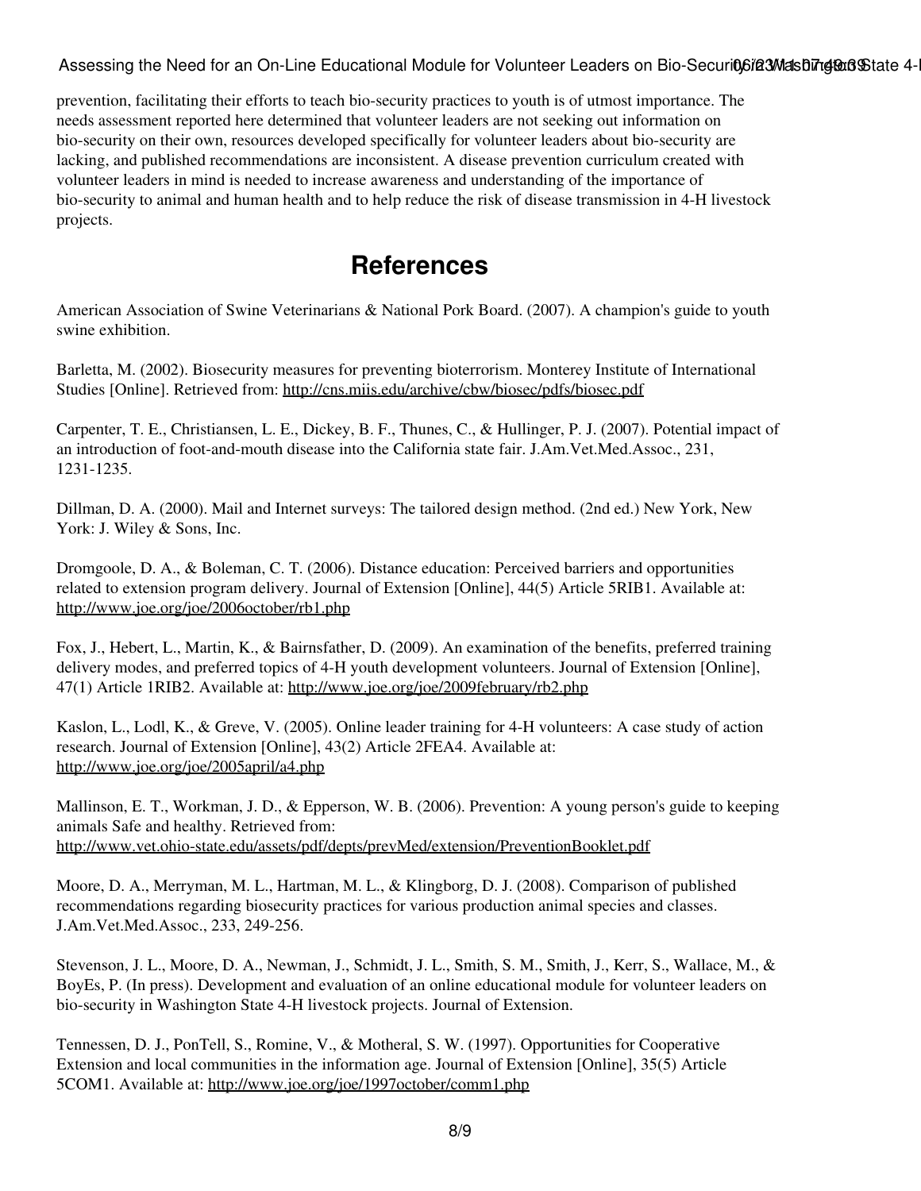prevention, facilitating their efforts to teach bio-security practices to youth is of utmost importance. The needs assessment reported here determined that volunteer leaders are not seeking out information on bio-security on their own, resources developed specifically for volunteer leaders about bio-security are lacking, and published recommendations are inconsistent. A disease prevention curriculum created with volunteer leaders in mind is needed to increase awareness and understanding of the importance of bio-security to animal and human health and to help reduce the risk of disease transmission in 4-H livestock projects.

## References

American Association of Swine Veterinarians & National Pork Board. (2007). A champion's guide to youth swine exhibition.

Barletta, M. (2002). Biosecurity measures for preventing bioterrorism. Monterey Institute of International Studies [Online]. Retrieved from: http://cns.miis.edu/archive/cbw/biosec/pdfs/biosec.pdf

Carpenter, T. E., Christiansen, L. E., Dickey, B. F., Thunes, C., & Hullinger, P. J. (2007). Potential impact of an introduction of foot-and-mouth disease into the California state fair. J.Am.Vet.Med.Assoc., 231, 1231-1235.

Dillman, D. A. (2000). Mail and Internet surveys: The tailored design method. (2nd ed.) New York, New York: J. Wiley & Sons, Inc.

Dromgoole, D. A., & Boleman, C. T. (2006). Distance education: Perceived barriers and opportunities related to extension program delivery. Journal of Extension [Online], 44(5) Article 5RIB1. Available at: http://www.joe.org/joe/2006october/rb1.php

Fox, J., Hebert, L., Martin, K., & Bairnsfather, D. (2009). An examination of the benefits, preferred training delivery modes, and preferred topics of 4-H youth development volunteers. Journal of Extension [Online], 47(1) Article 1RIB2. Available at: http://www.joe.org/joe/2009february/rb2.php

Kaslon, L., Lodl, K., & Greve, V. (2005). Online leader training for 4-H volunteers: A case study of action research. Journal of Extension [Online], 43(2) Article 2FEA4. Available at: http://www.joe.org/joe/2005april/a4.php

Mallinson, E. T., Workman, J. D., & Epperson, W. B. (2006). Prevention: A young person's guide to keeping animals Safe and healthy. Retrieved from: http://www.vet.ohio-state.edu/assets/pdf/depts/prevMed/extension/PreventionBooklet.pdf

Moore, D. A., Merryman, M. L., Hartman, M. L., & Klingborg, D. J. (2008). Comparison of published recommendations regarding biosecurity practices for various production animal species and classes. J.Am.Vet.Med.Assoc., 233, 249-256.

Stevenson, J. L., Moore, D. A., Newman, J., Schmidt, J. L., Smith, S. M., Smith, J., Kerr, S., Wallace, M., & BoyEs, P. (In press). Development and evaluation of an online educational module for volunteer leaders on bio-security in Washington State 4-H livestock projects. Journal of Extension.

Tennessen, D. J., PonTell, S., Romine, V., & Motheral, S. W. (1997). Opportunities for Cooperative Extension and local communities in the information age. Journal of Extension [Online], 35(5) Article 5COM1. Available at: http://www.joe.org/joe/1997october/comm1.php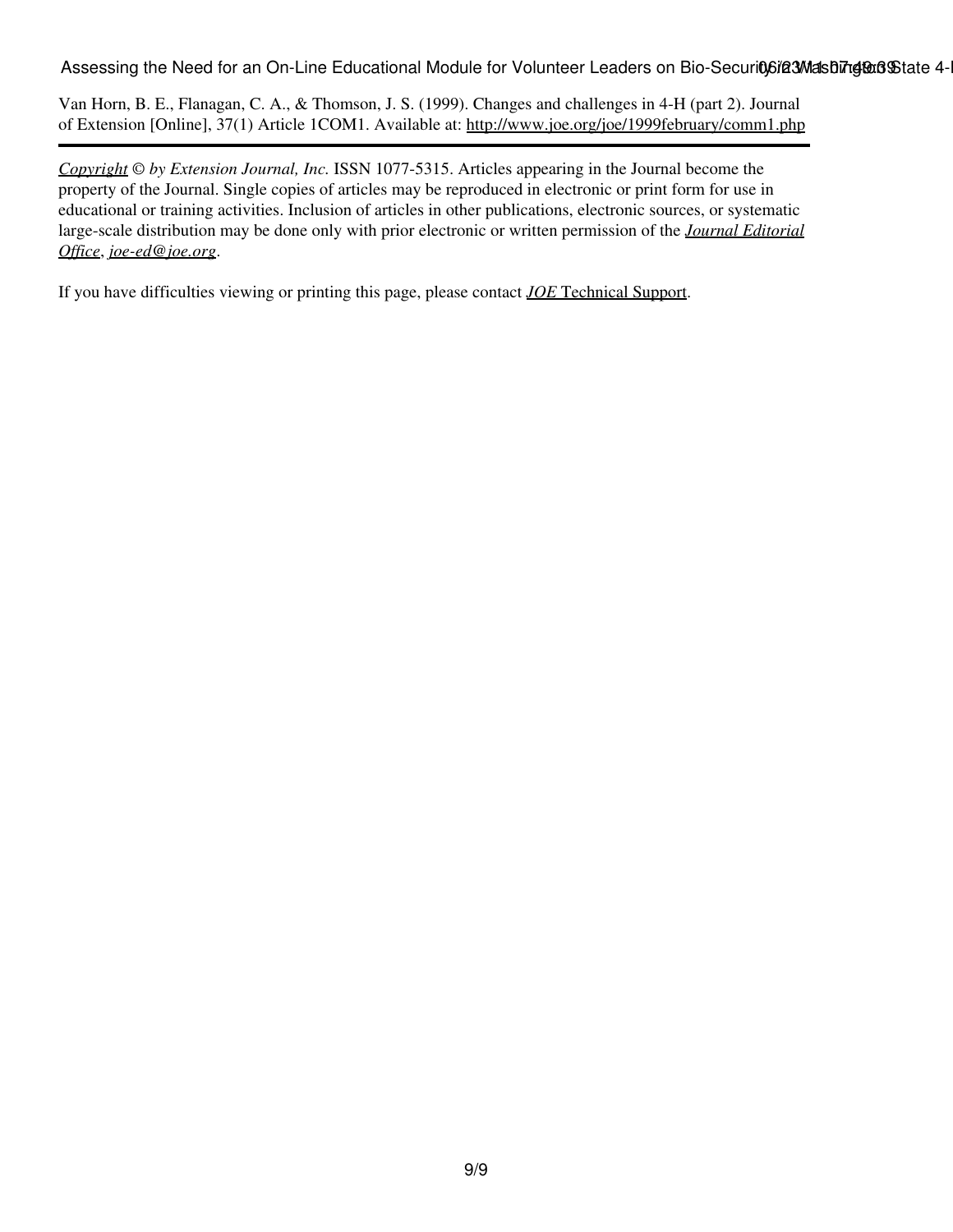Van Horn, B. E., Flanagan, C. A., & Thomson, J. S. (1999). Changes and challenges in 4-H (part 2). Journal of Extension [Online], 37(1) Article 1COM1. Available at: http://www.joe.org/joe/1999february/comm1.php

---

*Copyright* © *by Extension Journal, Inc.* ISSN 1077-5315. Articles appearing in the Journal become the property of the Journal. Single copies of articles may be reproduced in electronic or print form for use in educational or training activities. Inclusion of articles in other publications, electronic sources, or systematic large-scale distribution may be done only with prior electronic or written permission of the ***Journal Editorial Office***, *joe-ed@joe.org*.

If you have difficulties viewing or printing this page, please contact *JOE* Technical Support.